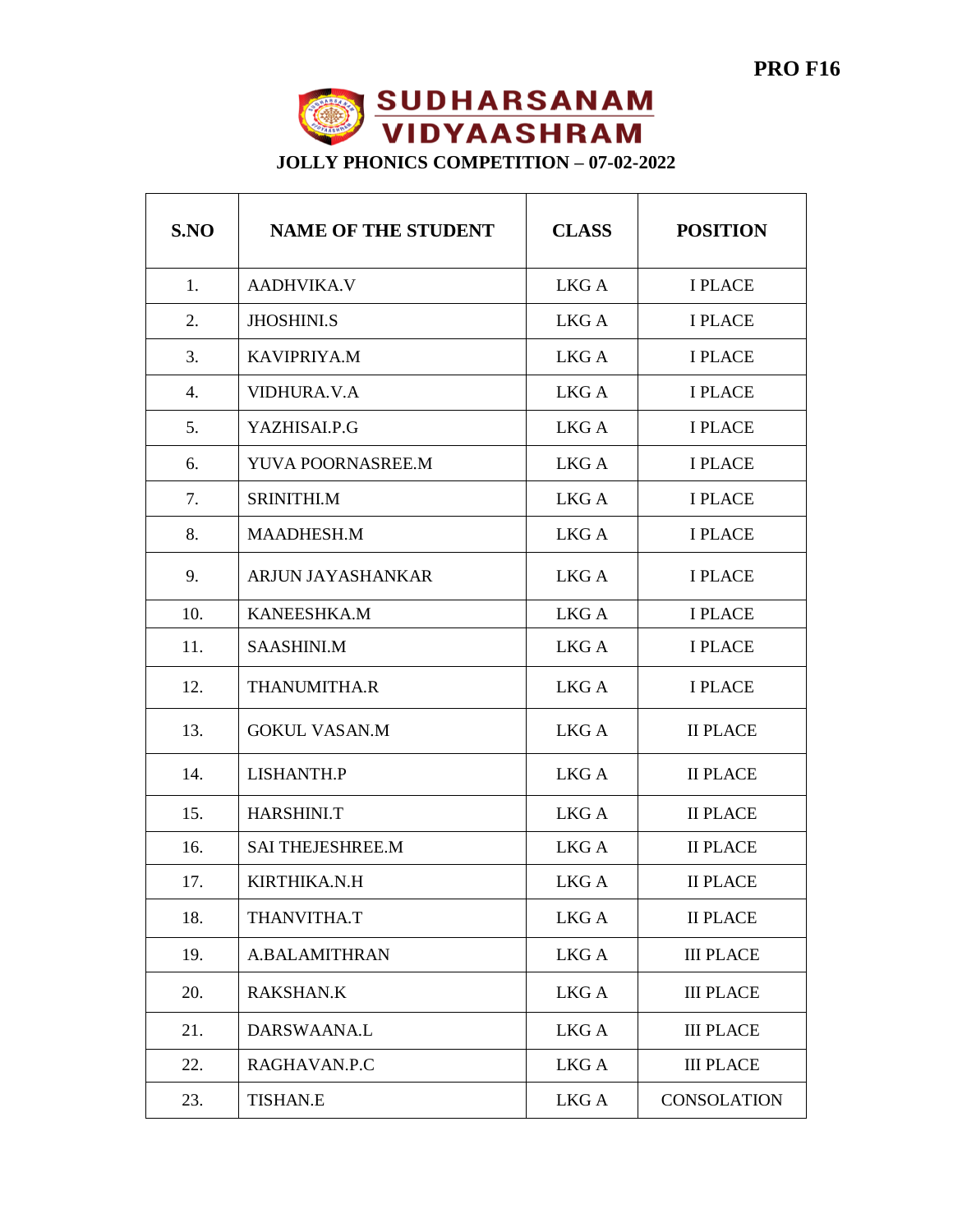PRO F16

# SUDHARSANAM VIDYAASHRAM

## JOLLY PHONICS COMPETITION – 07-02-2022

| S.NO | NAME OF THE STUDENT | CLASS | POSITION |
|---|---|---|---|
| 1. | AADHVIKA.V | LKG A | I PLACE |
| 2. | JHOSHINI.S | LKG A | I PLACE |
| 3. | KAVIPRIYA.M | LKG A | I PLACE |
| 4. | VIDHURA.V.A | LKG A | I PLACE |
| 5. | YAZHISAI.P.G | LKG A | I PLACE |
| 6. | YUVA POORNASREE.M | LKG A | I PLACE |
| 7. | SRINITHI.M | LKG A | I PLACE |
| 8. | MAADHESH.M | LKG A | I PLACE |
| 9. | ARJUN JAYASHANKAR | LKG A | I PLACE |
| 10. | KANEESHKA.M | LKG A | I PLACE |
| 11. | SAASHINI.M | LKG A | I PLACE |
| 12. | THANUMITHA.R | LKG A | I PLACE |
| 13. | GOKUL VASAN.M | LKG A | II PLACE |
| 14. | LISHANTH.P | LKG A | II PLACE |
| 15. | HARSHINI.T | LKG A | II PLACE |
| 16. | SAI THEJESHREE.M | LKG A | II PLACE |
| 17. | KIRTHIKA.N.H | LKG A | II PLACE |
| 18. | THANVITHA.T | LKG A | II PLACE |
| 19. | A.BALAMITHRAN | LKG A | III PLACE |
| 20. | RAKSHAN.K | LKG A | III PLACE |
| 21. | DARSWAANA.L | LKG A | III PLACE |
| 22. | RAGHAVAN.P.C | LKG A | III PLACE |
| 23. | TISHAN.E | LKG A | CONSOLATION |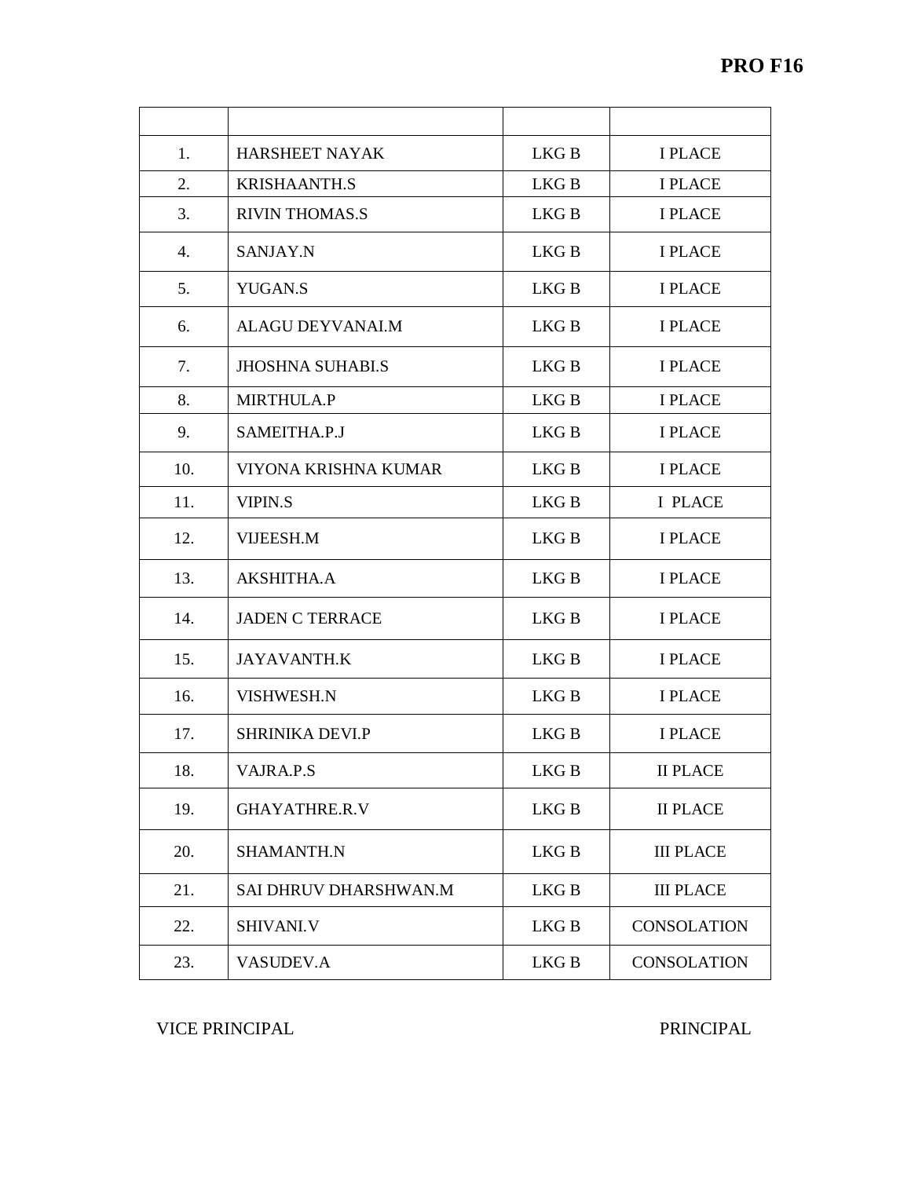**PRO F16**

| | | | |
|---|---|---|---|
| 1. | HARSHEET NAYAK | LKG B | I PLACE |
| 2. | KRISHAANTH.S | LKG B | I PLACE |
| 3. | RIVIN THOMAS.S | LKG B | I PLACE |
| 4. | SANJAY.N | LKG B | I PLACE |
| 5. | YUGAN.S | LKG B | I PLACE |
| 6. | ALAGU DEYVANAI.M | LKG B | I PLACE |
| 7. | JHOSHNA SUHABI.S | LKG B | I PLACE |
| 8. | MIRTHULA.P | LKG B | I PLACE |
| 9. | SAMEITHA.P.J | LKG B | I PLACE |
| 10. | VIYONA KRISHNA KUMAR | LKG B | I PLACE |
| 11. | VIPIN.S | LKG B | I PLACE |
| 12. | VIJEESH.M | LKG B | I PLACE |
| 13. | AKSHITHA.A | LKG B | I PLACE |
| 14. | JADEN C TERRACE | LKG B | I PLACE |
| 15. | JAYAVANTH.K | LKG B | I PLACE |
| 16. | VISHWESH.N | LKG B | I PLACE |
| 17. | SHRINIKA DEVI.P | LKG B | I PLACE |
| 18. | VAJRA.P.S | LKG B | II PLACE |
| 19. | GHAYATHRE.R.V | LKG B | II PLACE |
| 20. | SHAMANTH.N | LKG B | III PLACE |
| 21. | SAI DHRUV DHARSHWAN.M | LKG B | III PLACE |
| 22. | SHIVANI.V | LKG B | CONSOLATION |
| 23. | VASUDEV.A | LKG B | CONSOLATION |

VICE PRINCIPAL                                PRINCIPAL